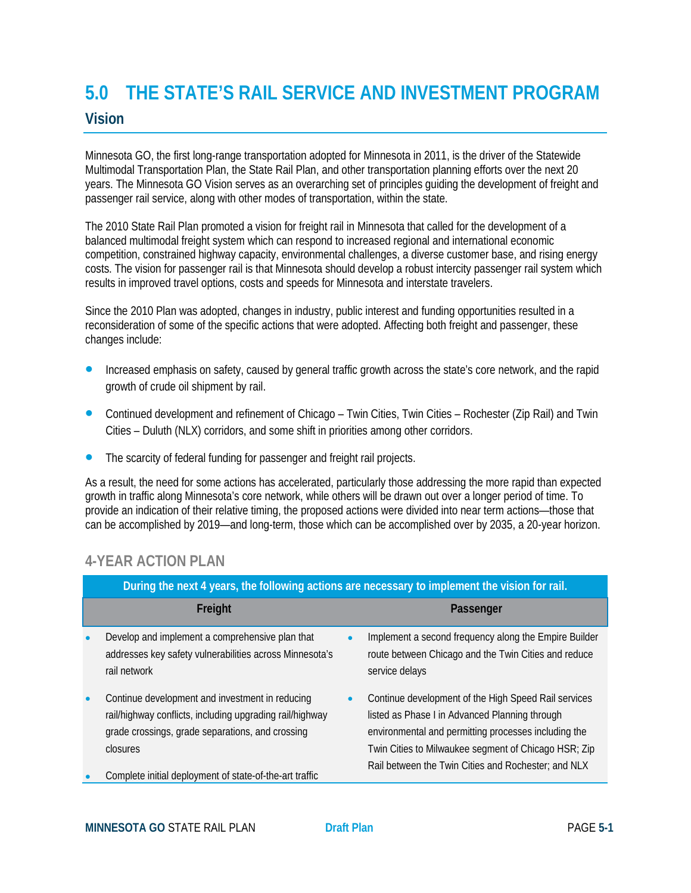# 5.0 THE STATE'S RAIL SERVICE AND INVESTMENT PROGRAM

## Vision

Minnesota GO, the first long-range transportation adopted for Minnesota in 2011, is the driver of the Statewide Multimodal Transportation Plan, the State Rail Plan, and other transportation planning efforts over the next 20 years. The Minnesota GO Vision serves as an overarching set of principles guiding the development of freight and passenger rail service, along with other modes of transportation, within the state.

The 2010 State Rail Plan promoted a vision for freight rail in Minnesota that called for the development of a balanced multimodal freight system which can respond to increased regional and international economic competition, constrained highway capacity, environmental challenges, a diverse customer base, and rising energy costs. The vision for passenger rail is that Minnesota should develop a robust intercity passenger rail system which results in improved travel options, costs and speeds for Minnesota and interstate travelers.

Since the 2010 Plan was adopted, changes in industry, public interest and funding opportunities resulted in a reconsideration of some of the specific actions that were adopted. Affecting both freight and passenger, these changes include:

- Increased emphasis on safety, caused by general traffic growth across the state's core network, and the rapid growth of crude oil shipment by rail.
- Continued development and refinement of Chicago – Twin Cities, Twin Cities – Rochester (Zip Rail) and Twin Cities – Duluth (NLX) corridors, and some shift in priorities among other corridors.
- The scarcity of federal funding for passenger and freight rail projects.

As a result, the need for some actions has accelerated, particularly those addressing the more rapid than expected growth in traffic along Minnesota's core network, while others will be drawn out over a longer period of time. To provide an indication of their relative timing, the proposed actions were divided into near term actions—those that can be accomplished by 2019—and long-term, those which can be accomplished over by 2035, a 20-year horizon.

### 4-YEAR ACTION PLAN

| During the next 4 years, the following actions are necessary to implement the vision for rail. | |
|---|---|
| **Freight** | **Passenger** |
| • Develop and implement a comprehensive plan that addresses key safety vulnerabilities across Minnesota's rail network<br>• Continue development and investment in reducing rail/highway conflicts, including upgrading rail/highway grade crossings, grade separations, and crossing closures<br>• Complete initial deployment of state-of-the-art traffic | • Implement a second frequency along the Empire Builder route between Chicago and the Twin Cities and reduce service delays<br>• Continue development of the High Speed Rail services listed as Phase I in Advanced Planning through environmental and permitting processes including the Twin Cities to Milwaukee segment of Chicago HSR; Zip Rail between the Twin Cities and Rochester; and NLX |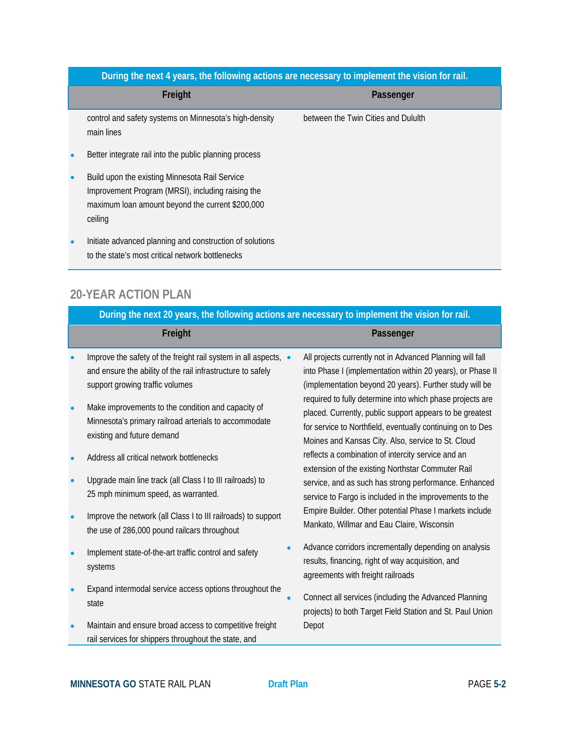| During the next 4 years, the following actions are necessary to implement the vision for rail. | |
|---|---|
| **Freight** | **Passenger** |
| control and safety systems on Minnesota's high-density main lines<br>• Better integrate rail into the public planning process<br>• Build upon the existing Minnesota Rail Service Improvement Program (MRSI), including raising the maximum loan amount beyond the current $200,000 ceiling<br>• Initiate advanced planning and construction of solutions to the state's most critical network bottlenecks | between the Twin Cities and Dululth |

## 20-YEAR ACTION PLAN

| During the next 20 years, the following actions are necessary to implement the vision for rail. | |
|---|---|
| **Freight** | **Passenger** |
| • Improve the safety of the freight rail system in all aspects, and ensure the ability of the rail infrastructure to safely support growing traffic volumes<br>• Make improvements to the condition and capacity of Minnesota's primary railroad arterials to accommodate existing and future demand<br>• Address all critical network bottlenecks<br>• Upgrade main line track (all Class I to III railroads) to 25 mph minimum speed, as warranted.<br>• Improve the network (all Class I to III railroads) to support the use of 286,000 pound railcars throughout<br>• Implement state-of-the-art traffic control and safety systems<br>• Expand intermodal service access options throughout the state<br>• Maintain and ensure broad access to competitive freight rail services for shippers throughout the state, and | • All projects currently not in Advanced Planning will fall into Phase I (implementation within 20 years), or Phase II (implementation beyond 20 years). Further study will be required to fully determine into which phase projects are placed. Currently, public support appears to be greatest for service to Northfield, eventually continuing on to Des Moines and Kansas City. Also, service to St. Cloud reflects a combination of intercity service and an extension of the existing Northstar Commuter Rail service, and as such has strong performance. Enhanced service to Fargo is included in the improvements to the Empire Builder. Other potential Phase I markets include Mankato, Willmar and Eau Claire, Wisconsin<br>• Advance corridors incrementally depending on analysis results, financing, right of way acquisition, and agreements with freight railroads<br>• Connect all services (including the Advanced Planning projects) to both Target Field Station and St. Paul Union Depot |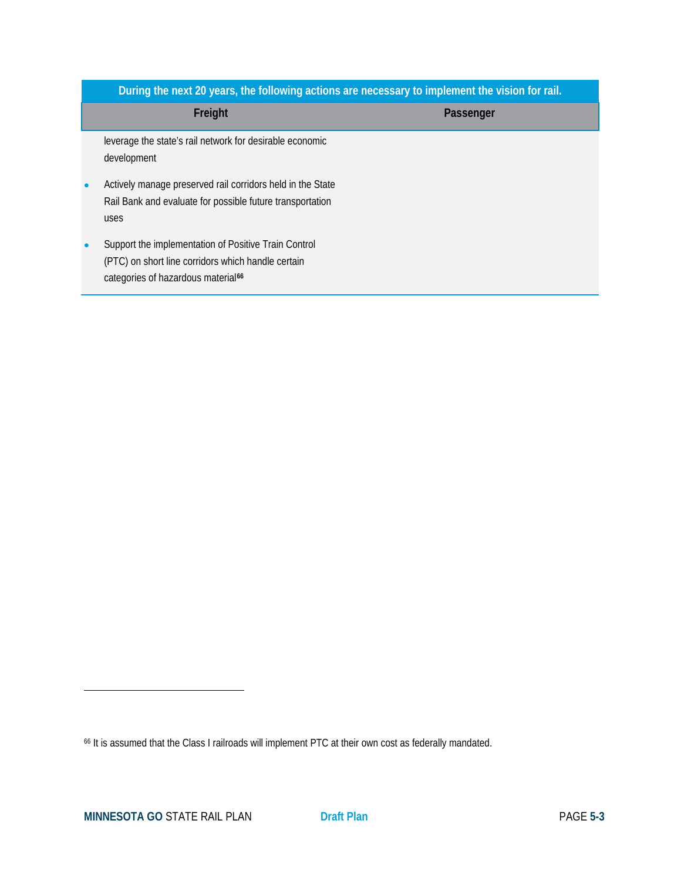| During the next 20 years, the following actions are necessary to implement the vision for rail. | |
|---|---|
| **Freight** | **Passenger** |
| leverage the state's rail network for desirable economic development<br>• Actively manage preserved rail corridors held in the State Rail Bank and evaluate for possible future transportation uses<br>• Support the implementation of Positive Train Control (PTC) on short line corridors which handle certain categories of hazardous material[66] | |

[66] It is assumed that the Class I railroads will implement PTC at their own cost as federally mandated.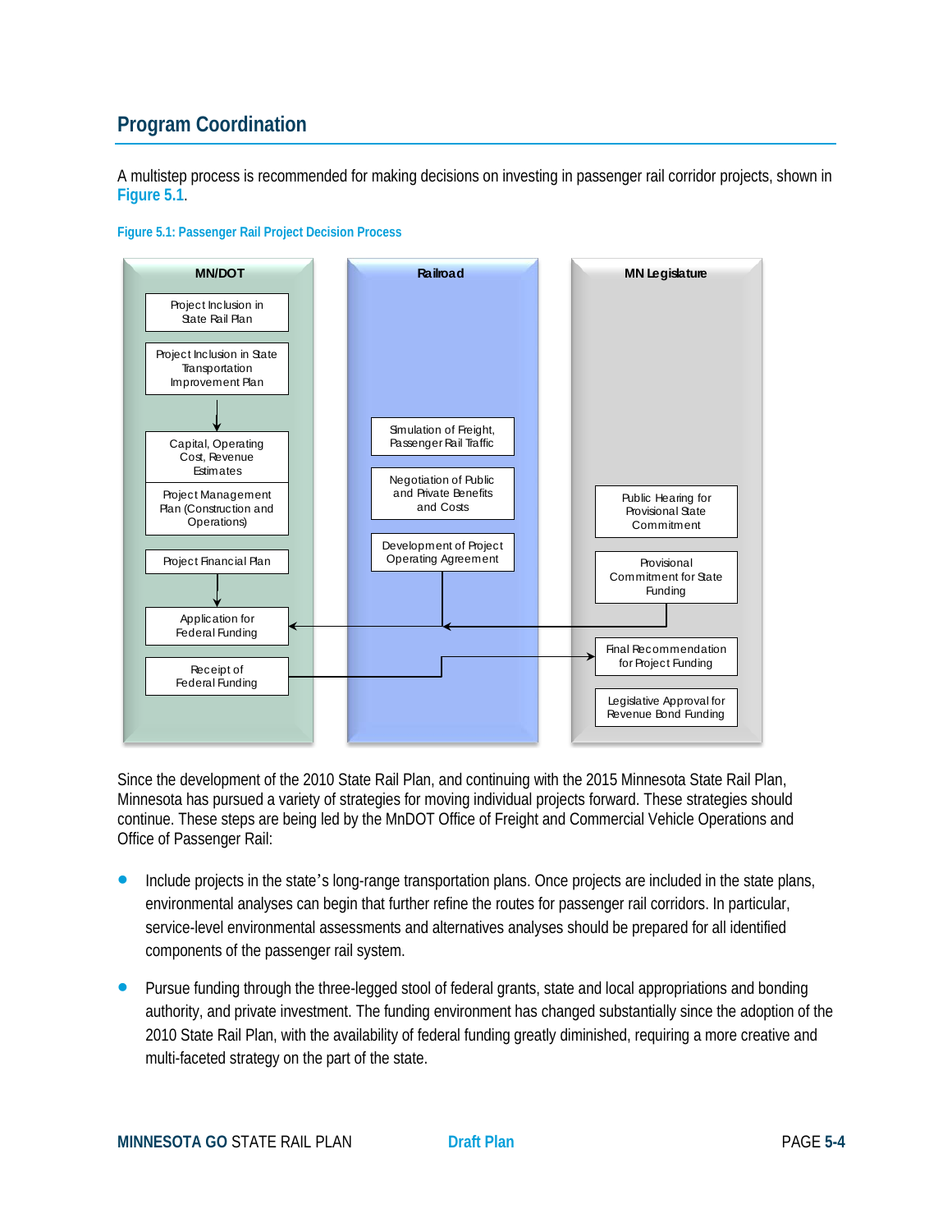## Program Coordination

A multistep process is recommended for making decisions on investing in passenger rail corridor projects, shown in **Figure 5.1**.

**Figure 5.1: Passenger Rail Project Decision Process**

| MN/DOT | Railroad | MN Legislature |
|---|---|---|
| Project Inclusion in State Rail Plan | | |
| Project Inclusion in State Transportation Improvement Plan | | |
| Capital, Operating Cost, Revenue Estimates | Simulation of Freight, Passenger Rail Traffic | |
| Project Management Plan (Construction and Operations) | Negotiation of Public and Private Benefits and Costs | Public Hearing for Provisional State Commitment |
| Project Financial Plan | Development of Project Operating Agreement | Provisional Commitment for State Funding |
| Application for Federal Funding | | |
| Receipt of Federal Funding | | Final Recommendation for Project Funding |
| | | Legislative Approval for Revenue Bond Funding |

Since the development of the 2010 State Rail Plan, and continuing with the 2015 Minnesota State Rail Plan, Minnesota has pursued a variety of strategies for moving individual projects forward. These strategies should continue. These steps are being led by the MnDOT Office of Freight and Commercial Vehicle Operations and Office of Passenger Rail:

- Include projects in the state's long-range transportation plans. Once projects are included in the state plans, environmental analyses can begin that further refine the routes for passenger rail corridors. In particular, service-level environmental assessments and alternatives analyses should be prepared for all identified components of the passenger rail system.
- Pursue funding through the three-legged stool of federal grants, state and local appropriations and bonding authority, and private investment. The funding environment has changed substantially since the adoption of the 2010 State Rail Plan, with the availability of federal funding greatly diminished, requiring a more creative and multi-faceted strategy on the part of the state.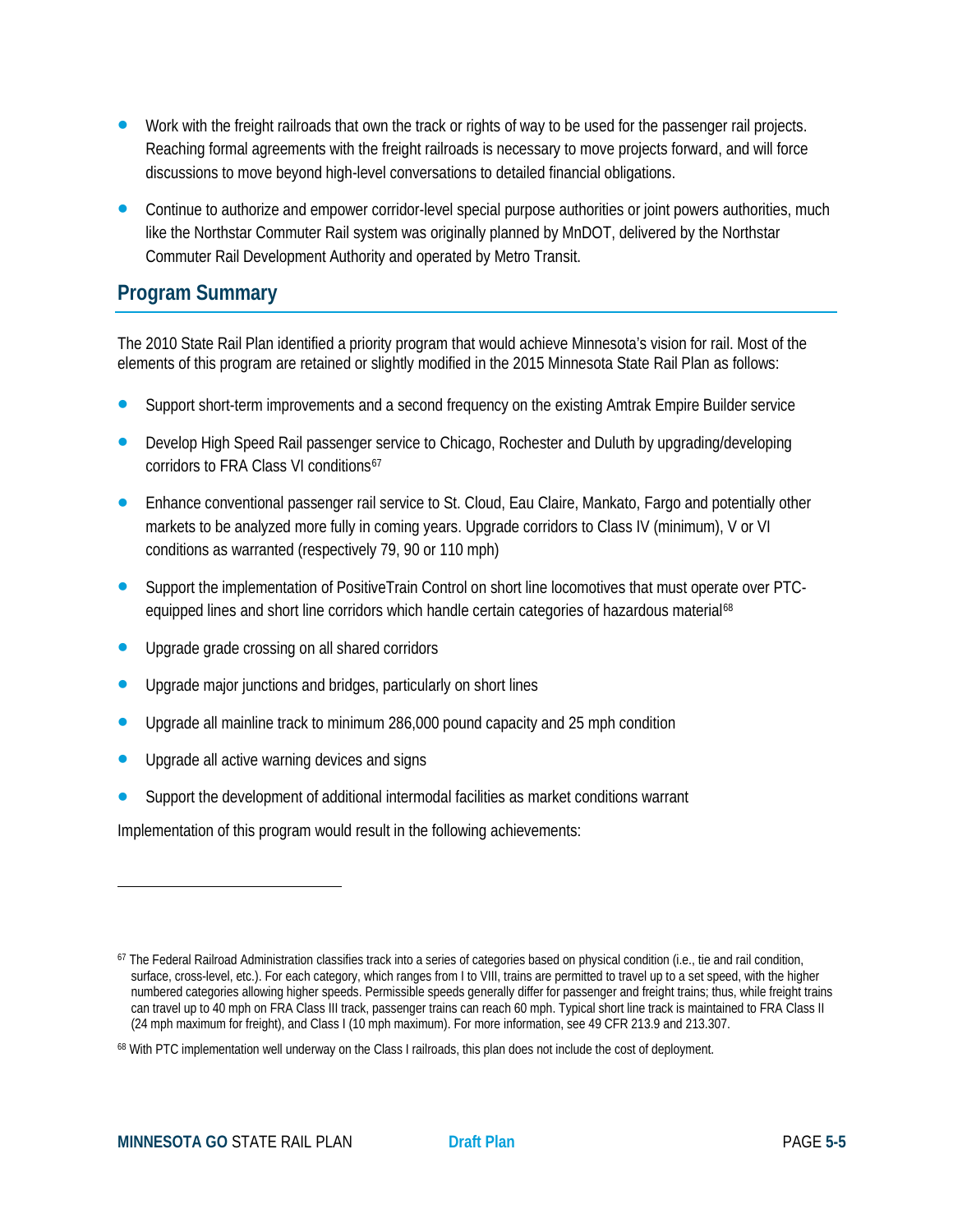- Work with the freight railroads that own the track or rights of way to be used for the passenger rail projects. Reaching formal agreements with the freight railroads is necessary to move projects forward, and will force discussions to move beyond high-level conversations to detailed financial obligations.
- Continue to authorize and empower corridor-level special purpose authorities or joint powers authorities, much like the Northstar Commuter Rail system was originally planned by MnDOT, delivered by the Northstar Commuter Rail Development Authority and operated by Metro Transit.

## Program Summary

The 2010 State Rail Plan identified a priority program that would achieve Minnesota's vision for rail. Most of the elements of this program are retained or slightly modified in the 2015 Minnesota State Rail Plan as follows:

- Support short-term improvements and a second frequency on the existing Amtrak Empire Builder service
- Develop High Speed Rail passenger service to Chicago, Rochester and Duluth by upgrading/developing corridors to FRA Class VI conditions[67]
- Enhance conventional passenger rail service to St. Cloud, Eau Claire, Mankato, Fargo and potentially other markets to be analyzed more fully in coming years. Upgrade corridors to Class IV (minimum), V or VI conditions as warranted (respectively 79, 90 or 110 mph)
- Support the implementation of PositiveTrain Control on short line locomotives that must operate over PTC-equipped lines and short line corridors which handle certain categories of hazardous material[68]
- Upgrade grade crossing on all shared corridors
- Upgrade major junctions and bridges, particularly on short lines
- Upgrade all mainline track to minimum 286,000 pound capacity and 25 mph condition
- Upgrade all active warning devices and signs
- Support the development of additional intermodal facilities as market conditions warrant

Implementation of this program would result in the following achievements:

---

[67] The Federal Railroad Administration classifies track into a series of categories based on physical condition (i.e., tie and rail condition, surface, cross-level, etc.). For each category, which ranges from I to VIII, trains are permitted to travel up to a set speed, with the higher numbered categories allowing higher speeds. Permissible speeds generally differ for passenger and freight trains; thus, while freight trains can travel up to 40 mph on FRA Class III track, passenger trains can reach 60 mph. Typical short line track is maintained to FRA Class II (24 mph maximum for freight), and Class I (10 mph maximum). For more information, see 49 CFR 213.9 and 213.307.

[68] With PTC implementation well underway on the Class I railroads, this plan does not include the cost of deployment.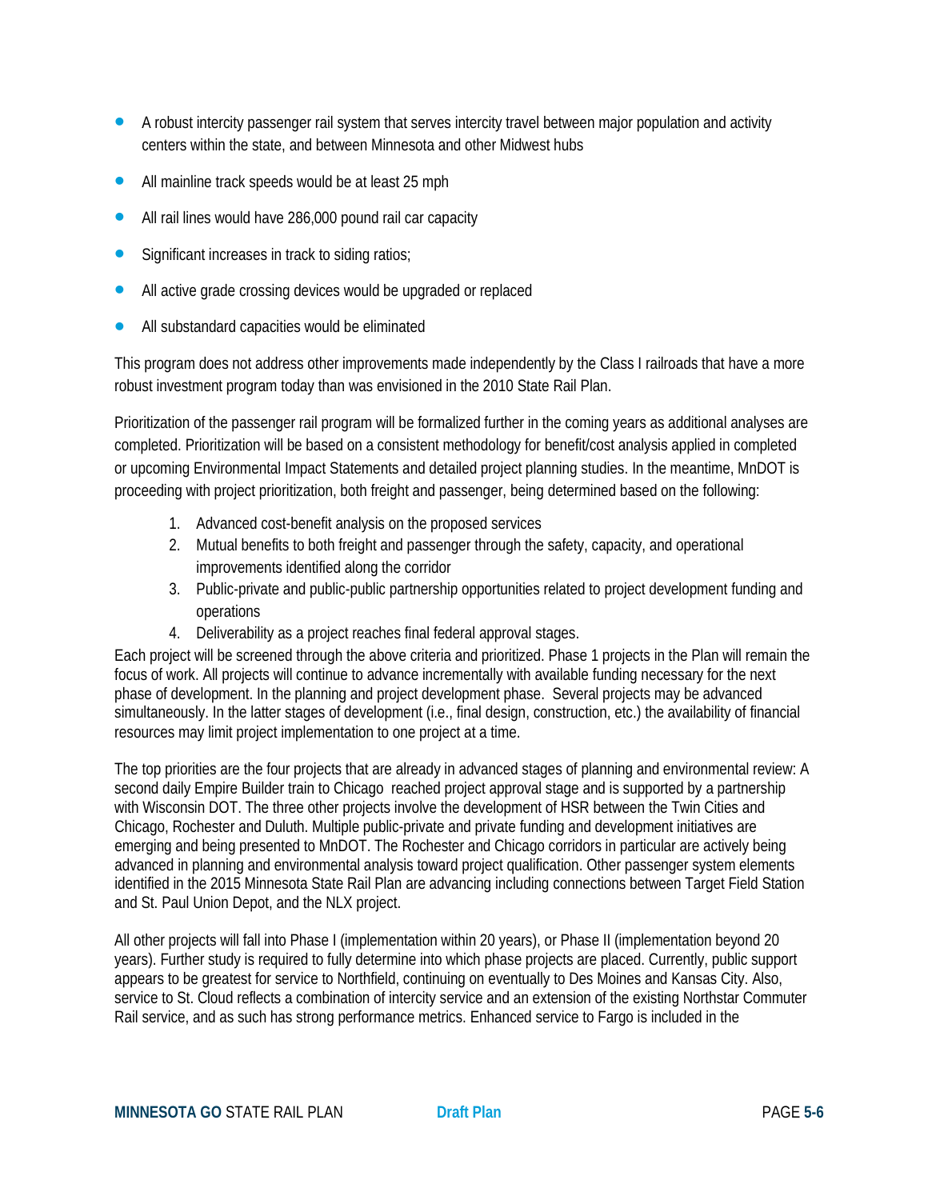- A robust intercity passenger rail system that serves intercity travel between major population and activity centers within the state, and between Minnesota and other Midwest hubs
- All mainline track speeds would be at least 25 mph
- All rail lines would have 286,000 pound rail car capacity
- Significant increases in track to siding ratios;
- All active grade crossing devices would be upgraded or replaced
- All substandard capacities would be eliminated

This program does not address other improvements made independently by the Class I railroads that have a more robust investment program today than was envisioned in the 2010 State Rail Plan.

Prioritization of the passenger rail program will be formalized further in the coming years as additional analyses are completed. Prioritization will be based on a consistent methodology for benefit/cost analysis applied in completed or upcoming Environmental Impact Statements and detailed project planning studies. In the meantime, MnDOT is proceeding with project prioritization, both freight and passenger, being determined based on the following:

1. Advanced cost-benefit analysis on the proposed services
2. Mutual benefits to both freight and passenger through the safety, capacity, and operational improvements identified along the corridor
3. Public-private and public-public partnership opportunities related to project development funding and operations
4. Deliverability as a project reaches final federal approval stages.

Each project will be screened through the above criteria and prioritized. Phase 1 projects in the Plan will remain the focus of work. All projects will continue to advance incrementally with available funding necessary for the next phase of development. In the planning and project development phase. Several projects may be advanced simultaneously. In the latter stages of development (i.e., final design, construction, etc.) the availability of financial resources may limit project implementation to one project at a time.

The top priorities are the four projects that are already in advanced stages of planning and environmental review: A second daily Empire Builder train to Chicago reached project approval stage and is supported by a partnership with Wisconsin DOT. The three other projects involve the development of HSR between the Twin Cities and Chicago, Rochester and Duluth. Multiple public-private and private funding and development initiatives are emerging and being presented to MnDOT. The Rochester and Chicago corridors in particular are actively being advanced in planning and environmental analysis toward project qualification. Other passenger system elements identified in the 2015 Minnesota State Rail Plan are advancing including connections between Target Field Station and St. Paul Union Depot, and the NLX project.

All other projects will fall into Phase I (implementation within 20 years), or Phase II (implementation beyond 20 years). Further study is required to fully determine into which phase projects are placed. Currently, public support appears to be greatest for service to Northfield, continuing on eventually to Des Moines and Kansas City. Also, service to St. Cloud reflects a combination of intercity service and an extension of the existing Northstar Commuter Rail service, and as such has strong performance metrics. Enhanced service to Fargo is included in the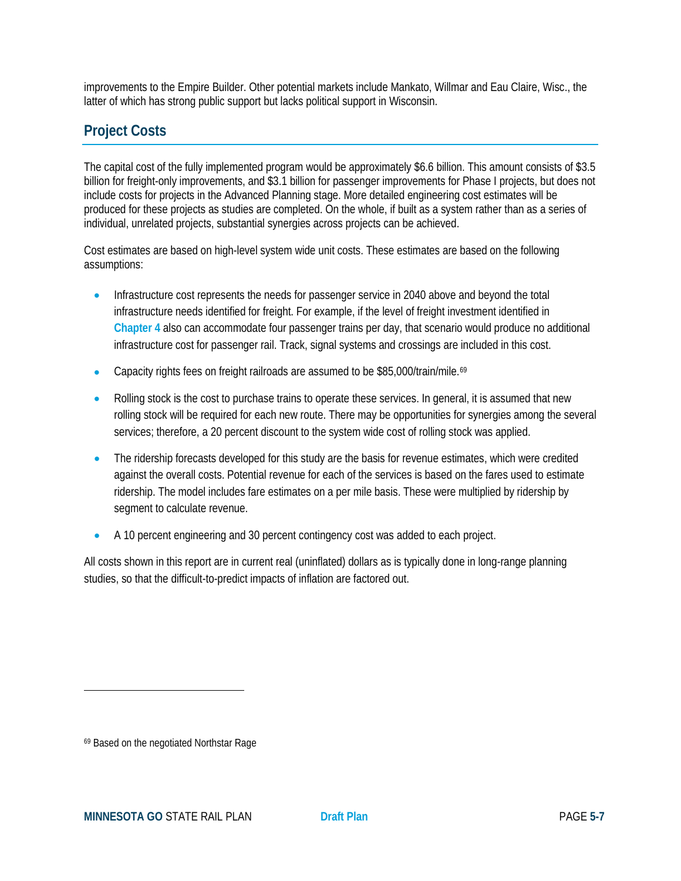improvements to the Empire Builder. Other potential markets include Mankato, Willmar and Eau Claire, Wisc., the latter of which has strong public support but lacks political support in Wisconsin.

## Project Costs

The capital cost of the fully implemented program would be approximately $6.6 billion. This amount consists of $3.5 billion for freight-only improvements, and $3.1 billion for passenger improvements for Phase I projects, but does not include costs for projects in the Advanced Planning stage. More detailed engineering cost estimates will be produced for these projects as studies are completed. On the whole, if built as a system rather than as a series of individual, unrelated projects, substantial synergies across projects can be achieved.

Cost estimates are based on high-level system wide unit costs. These estimates are based on the following assumptions:

- Infrastructure cost represents the needs for passenger service in 2040 above and beyond the total infrastructure needs identified for freight. For example, if the level of freight investment identified in **Chapter 4** also can accommodate four passenger trains per day, that scenario would produce no additional infrastructure cost for passenger rail. Track, signal systems and crossings are included in this cost.
- Capacity rights fees on freight railroads are assumed to be $85,000/train/mile.[69]
- Rolling stock is the cost to purchase trains to operate these services. In general, it is assumed that new rolling stock will be required for each new route. There may be opportunities for synergies among the several services; therefore, a 20 percent discount to the system wide cost of rolling stock was applied.
- The ridership forecasts developed for this study are the basis for revenue estimates, which were credited against the overall costs. Potential revenue for each of the services is based on the fares used to estimate ridership. The model includes fare estimates on a per mile basis. These were multiplied by ridership by segment to calculate revenue.
- A 10 percent engineering and 30 percent contingency cost was added to each project.

All costs shown in this report are in current real (uninflated) dollars as is typically done in long-range planning studies, so that the difficult-to-predict impacts of inflation are factored out.

---

[69] Based on the negotiated Northstar Rage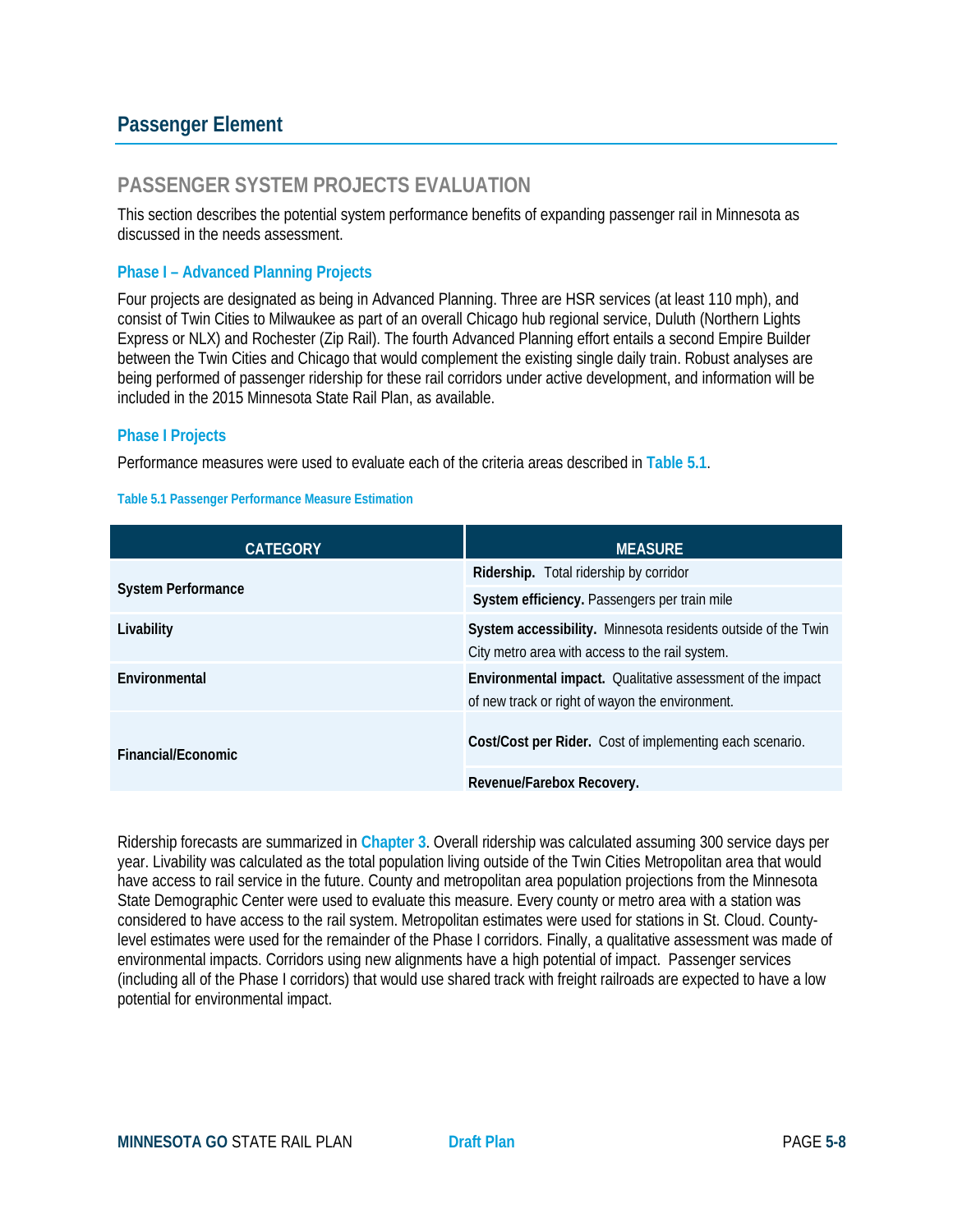## Passenger Element

### PASSENGER SYSTEM PROJECTS EVALUATION

This section describes the potential system performance benefits of expanding passenger rail in Minnesota as discussed in the needs assessment.

#### Phase I – Advanced Planning Projects

Four projects are designated as being in Advanced Planning. Three are HSR services (at least 110 mph), and consist of Twin Cities to Milwaukee as part of an overall Chicago hub regional service, Duluth (Northern Lights Express or NLX) and Rochester (Zip Rail). The fourth Advanced Planning effort entails a second Empire Builder between the Twin Cities and Chicago that would complement the existing single daily train. Robust analyses are being performed of passenger ridership for these rail corridors under active development, and information will be included in the 2015 Minnesota State Rail Plan, as available.

#### Phase I Projects

Performance measures were used to evaluate each of the criteria areas described in Table 5.1.

Table 5.1 Passenger Performance Measure Estimation

| CATEGORY | MEASURE |
|---|---|
| System Performance | **Ridership.** Total ridership by corridor |
| | **System efficiency.** Passengers per train mile |
| Livability | **System accessibility.** Minnesota residents outside of the Twin City metro area with access to the rail system. |
| Environmental | **Environmental impact.** Qualitative assessment of the impact of new track or right of wayon the environment. |
| Financial/Economic | **Cost/Cost per Rider.** Cost of implementing each scenario. |
| | **Revenue/Farebox Recovery.** |

Ridership forecasts are summarized in Chapter 3. Overall ridership was calculated assuming 300 service days per year. Livability was calculated as the total population living outside of the Twin Cities Metropolitan area that would have access to rail service in the future. County and metropolitan area population projections from the Minnesota State Demographic Center were used to evaluate this measure. Every county or metro area with a station was considered to have access to the rail system. Metropolitan estimates were used for stations in St. Cloud. County-level estimates were used for the remainder of the Phase I corridors. Finally, a qualitative assessment was made of environmental impacts. Corridors using new alignments have a high potential of impact. Passenger services (including all of the Phase I corridors) that would use shared track with freight railroads are expected to have a low potential for environmental impact.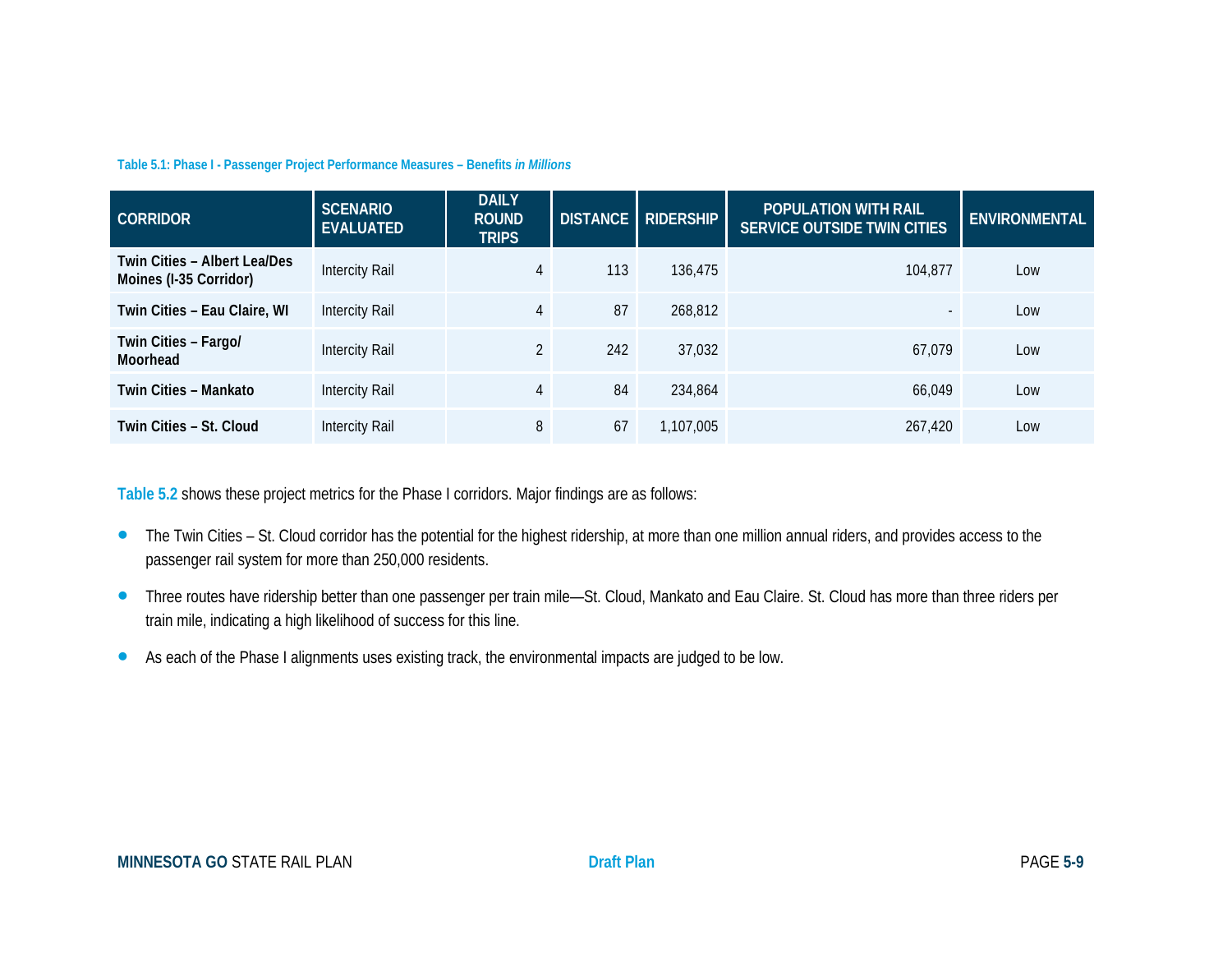**Table 5.1: Phase I - Passenger Project Performance Measures – Benefits *in Millions***

| CORRIDOR | SCENARIO EVALUATED | DAILY ROUND TRIPS | DISTANCE | RIDERSHIP | POPULATION WITH RAIL SERVICE OUTSIDE TWIN CITIES | ENVIRONMENTAL |
|---|---|---|---|---|---|---|
| **Twin Cities – Albert Lea/Des Moines (I-35 Corridor)** | Intercity Rail | 4 | 113 | 136,475 | 104,877 | Low |
| **Twin Cities – Eau Claire, WI** | Intercity Rail | 4 | 87 | 268,812 | - | Low |
| **Twin Cities – Fargo/ Moorhead** | Intercity Rail | 2 | 242 | 37,032 | 67,079 | Low |
| **Twin Cities – Mankato** | Intercity Rail | 4 | 84 | 234,864 | 66,049 | Low |
| **Twin Cities – St. Cloud** | Intercity Rail | 8 | 67 | 1,107,005 | 267,420 | Low |

Table 5.2 shows these project metrics for the Phase I corridors. Major findings are as follows:

- The Twin Cities – St. Cloud corridor has the potential for the highest ridership, at more than one million annual riders, and provides access to the passenger rail system for more than 250,000 residents.
- Three routes have ridership better than one passenger per train mile—St. Cloud, Mankato and Eau Claire. St. Cloud has more than three riders per train mile, indicating a high likelihood of success for this line.
- As each of the Phase I alignments uses existing track, the environmental impacts are judged to be low.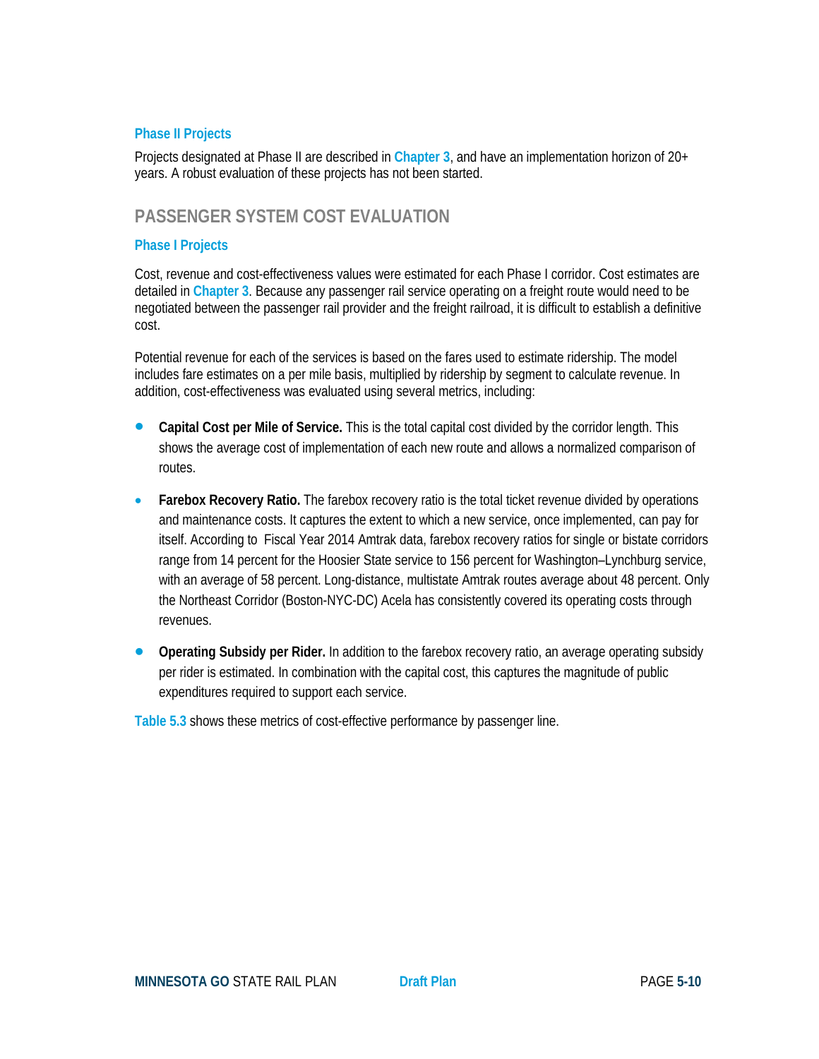### Phase II Projects

Projects designated at Phase II are described in Chapter 3, and have an implementation horizon of 20+ years. A robust evaluation of these projects has not been started.

## PASSENGER SYSTEM COST EVALUATION

### Phase I Projects

Cost, revenue and cost-effectiveness values were estimated for each Phase I corridor. Cost estimates are detailed in Chapter 3. Because any passenger rail service operating on a freight route would need to be negotiated between the passenger rail provider and the freight railroad, it is difficult to establish a definitive cost.

Potential revenue for each of the services is based on the fares used to estimate ridership. The model includes fare estimates on a per mile basis, multiplied by ridership by segment to calculate revenue. In addition, cost-effectiveness was evaluated using several metrics, including:

- **Capital Cost per Mile of Service.** This is the total capital cost divided by the corridor length. This shows the average cost of implementation of each new route and allows a normalized comparison of routes.
- **Farebox Recovery Ratio.** The farebox recovery ratio is the total ticket revenue divided by operations and maintenance costs. It captures the extent to which a new service, once implemented, can pay for itself. According to Fiscal Year 2014 Amtrak data, farebox recovery ratios for single or bistate corridors range from 14 percent for the Hoosier State service to 156 percent for Washington–Lynchburg service, with an average of 58 percent. Long-distance, multistate Amtrak routes average about 48 percent. Only the Northeast Corridor (Boston-NYC-DC) Acela has consistently covered its operating costs through revenues.
- **Operating Subsidy per Rider.** In addition to the farebox recovery ratio, an average operating subsidy per rider is estimated. In combination with the capital cost, this captures the magnitude of public expenditures required to support each service.

Table 5.3 shows these metrics of cost-effective performance by passenger line.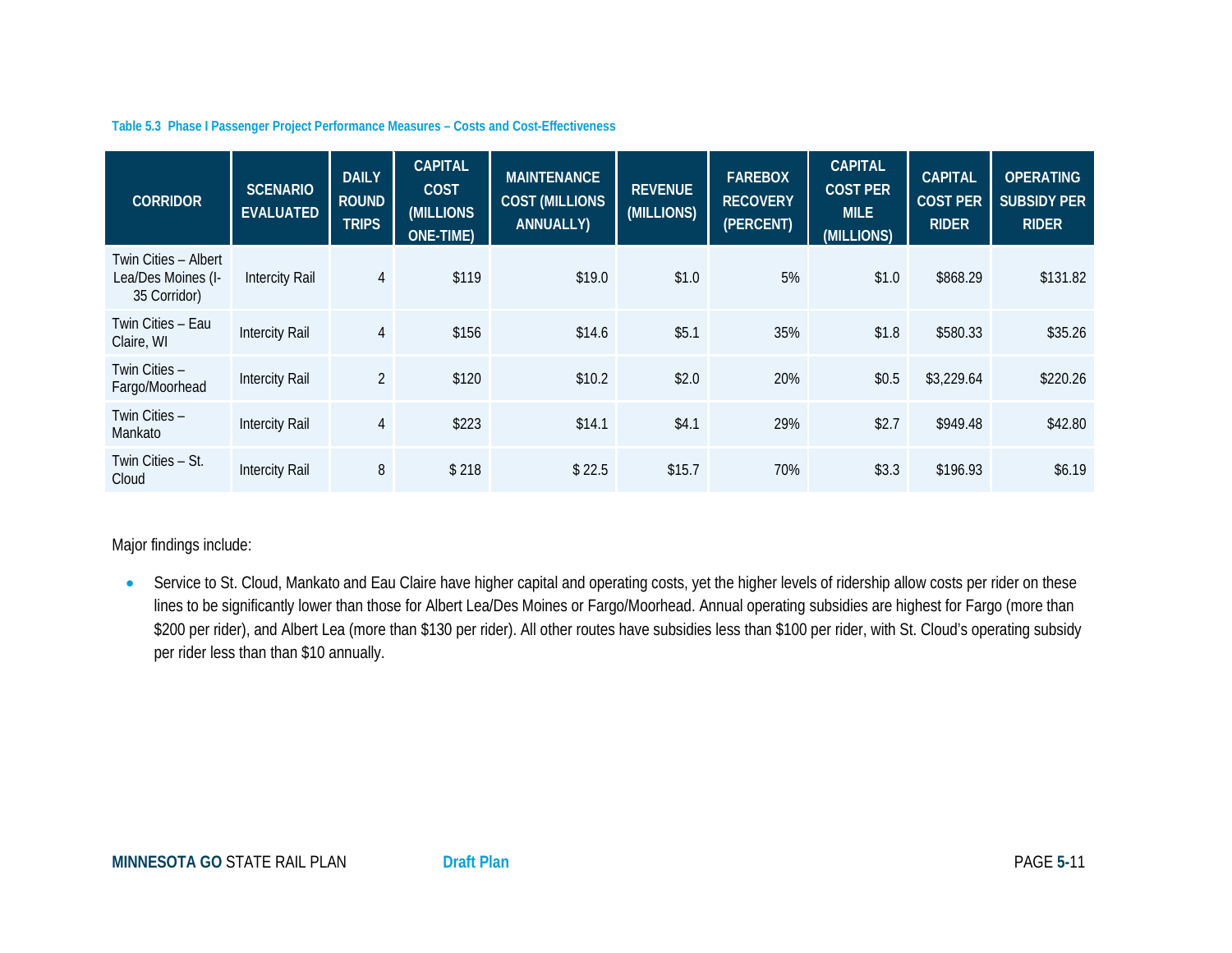**Table 5.3 Phase I Passenger Project Performance Measures – Costs and Cost-Effectiveness**

| CORRIDOR | SCENARIO EVALUATED | DAILY ROUND TRIPS | CAPITAL COST (MILLIONS ONE-TIME) | MAINTENANCE COST (MILLIONS ANNUALLY) | REVENUE (MILLIONS) | FAREBOX RECOVERY (PERCENT) | CAPITAL COST PER MILE (MILLIONS) | CAPITAL COST PER RIDER | OPERATING SUBSIDY PER RIDER |
|---|---|---|---|---|---|---|---|---|---|
| Twin Cities – Albert Lea/Des Moines (I-35 Corridor) | Intercity Rail | 4 | $119 | $19.0 | $1.0 | 5% | $1.0 | $868.29 | $131.82 |
| Twin Cities – Eau Claire, WI | Intercity Rail | 4 | $156 | $14.6 | $5.1 | 35% | $1.8 | $580.33 | $35.26 |
| Twin Cities – Fargo/Moorhead | Intercity Rail | 2 | $120 | $10.2 | $2.0 | 20% | $0.5 | $3,229.64 | $220.26 |
| Twin Cities – Mankato | Intercity Rail | 4 | $223 | $14.1 | $4.1 | 29% | $2.7 | $949.48 | $42.80 |
| Twin Cities – St. Cloud | Intercity Rail | 8 | $ 218 | $ 22.5 | $15.7 | 70% | $3.3 | $196.93 | $6.19 |

Major findings include:

- Service to St. Cloud, Mankato and Eau Claire have higher capital and operating costs, yet the higher levels of ridership allow costs per rider on these lines to be significantly lower than those for Albert Lea/Des Moines or Fargo/Moorhead. Annual operating subsidies are highest for Fargo (more than $200 per rider), and Albert Lea (more than $130 per rider). All other routes have subsidies less than $100 per rider, with St. Cloud's operating subsidy per rider less than than $10 annually.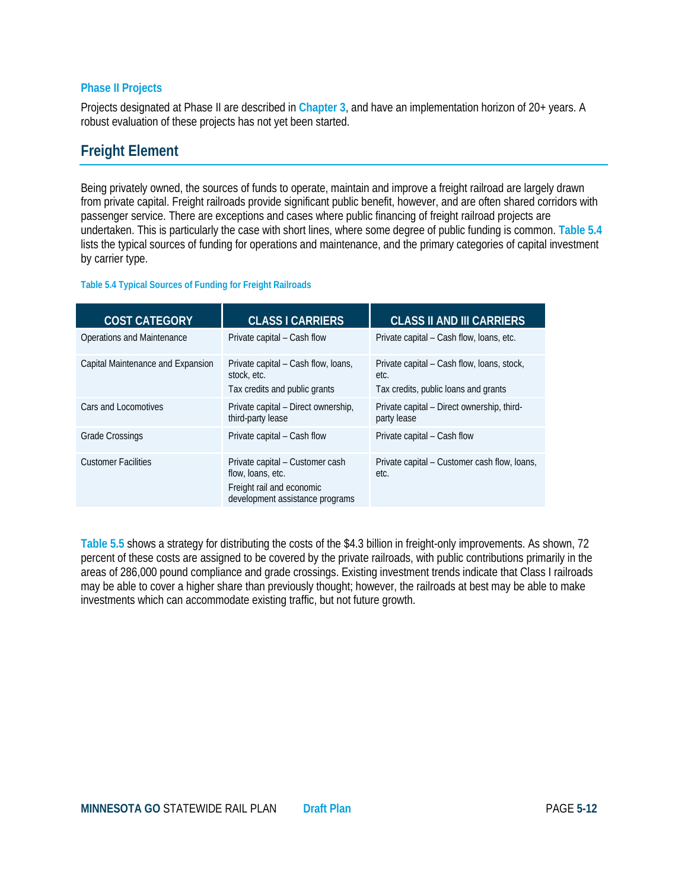### Phase II Projects

Projects designated at Phase II are described in **Chapter 3**, and have an implementation horizon of 20+ years. A robust evaluation of these projects has not yet been started.

## Freight Element

Being privately owned, the sources of funds to operate, maintain and improve a freight railroad are largely drawn from private capital. Freight railroads provide significant public benefit, however, and are often shared corridors with passenger service. There are exceptions and cases where public financing of freight railroad projects are undertaken. This is particularly the case with short lines, where some degree of public funding is common. **Table 5.4** lists the typical sources of funding for operations and maintenance, and the primary categories of capital investment by carrier type.

**Table 5.4 Typical Sources of Funding for Freight Railroads**

| COST CATEGORY | CLASS I CARRIERS | CLASS II AND III CARRIERS |
|---|---|---|
| Operations and Maintenance | Private capital – Cash flow | Private capital – Cash flow, loans, etc. |
| Capital Maintenance and Expansion | Private capital – Cash flow, loans, stock, etc.<br>Tax credits and public grants | Private capital – Cash flow, loans, stock, etc.<br>Tax credits, public loans and grants |
| Cars and Locomotives | Private capital – Direct ownership, third-party lease | Private capital – Direct ownership, third-party lease |
| Grade Crossings | Private capital – Cash flow | Private capital – Cash flow |
| Customer Facilities | Private capital – Customer cash flow, loans, etc.<br>Freight rail and economic development assistance programs | Private capital – Customer cash flow, loans, etc. |

**Table 5.5** shows a strategy for distributing the costs of the $4.3 billion in freight-only improvements. As shown, 72 percent of these costs are assigned to be covered by the private railroads, with public contributions primarily in the areas of 286,000 pound compliance and grade crossings. Existing investment trends indicate that Class I railroads may be able to cover a higher share than previously thought; however, the railroads at best may be able to make investments which can accommodate existing traffic, but not future growth.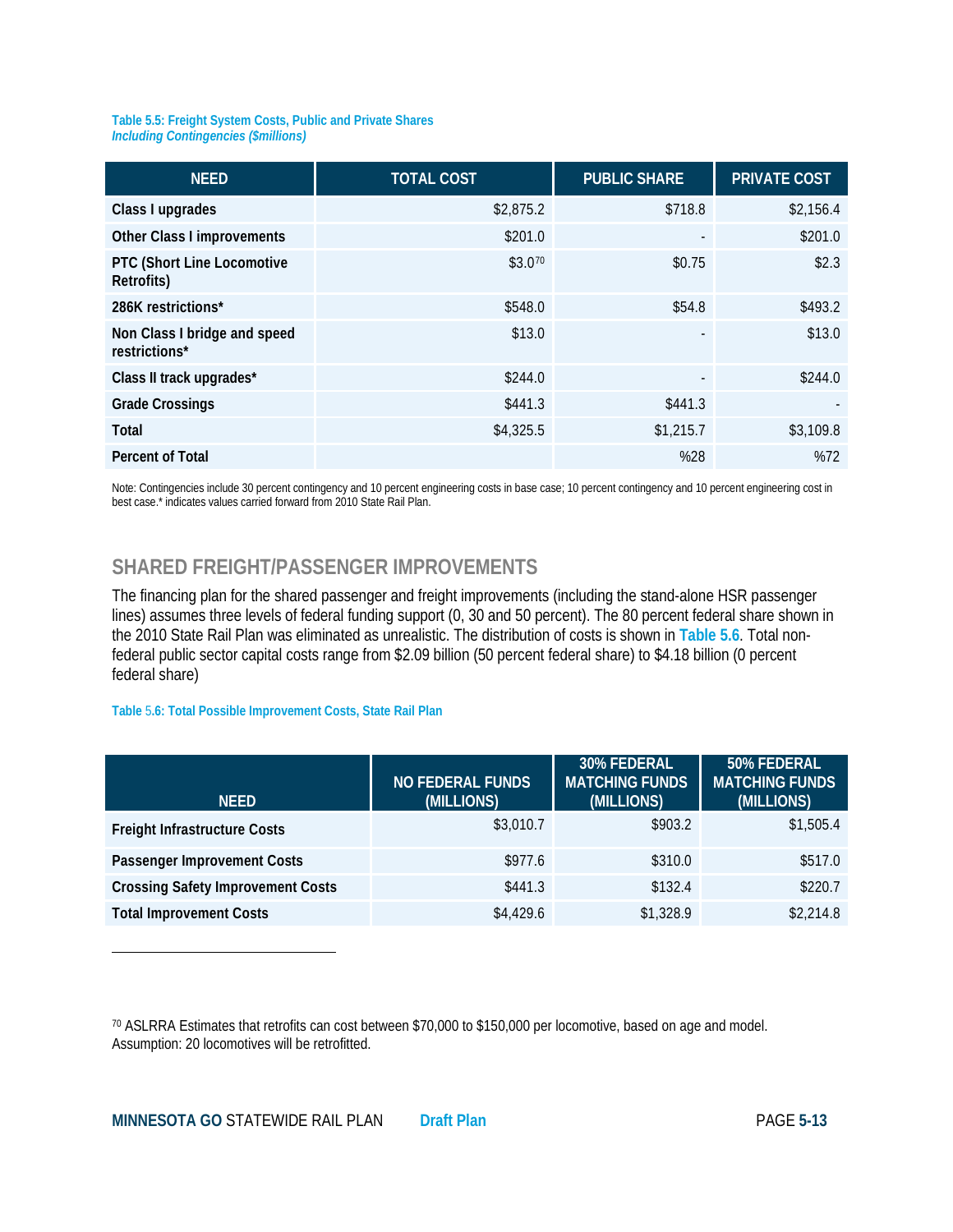**Table 5.5: Freight System Costs, Public and Private Shares**
***Including Contingencies ($millions)***

| NEED | TOTAL COST | PUBLIC SHARE | PRIVATE COST |
|---|---|---|---|
| Class I upgrades | $2,875.2 | $718.8 | $2,156.4 |
| Other Class I improvements | $201.0 | - | $201.0 |
| PTC (Short Line Locomotive Retrofits) | $3.0[70] | $0.75 | $2.3 |
| 286K restrictions* | $548.0 | $54.8 | $493.2 |
| Non Class I bridge and speed restrictions* | $13.0 | - | $13.0 |
| Class II track upgrades* | $244.0 | - | $244.0 |
| Grade Crossings | $441.3 | $441.3 | - |
| Total | $4,325.5 | $1,215.7 | $3,109.8 |
| Percent of Total | | %28 | %72 |

Note: Contingencies include 30 percent contingency and 10 percent engineering costs in base case; 10 percent contingency and 10 percent engineering cost in best case.* indicates values carried forward from 2010 State Rail Plan.

## SHARED FREIGHT/PASSENGER IMPROVEMENTS

The financing plan for the shared passenger and freight improvements (including the stand-alone HSR passenger lines) assumes three levels of federal funding support (0, 30 and 50 percent). The 80 percent federal share shown in the 2010 State Rail Plan was eliminated as unrealistic. The distribution of costs is shown in **Table 5.6**. Total non-federal public sector capital costs range from $2.09 billion (50 percent federal share) to $4.18 billion (0 percent federal share)

**Table 5.6: Total Possible Improvement Costs, State Rail Plan**

| NEED | NO FEDERAL FUNDS (MILLIONS) | 30% FEDERAL MATCHING FUNDS (MILLIONS) | 50% FEDERAL MATCHING FUNDS (MILLIONS) |
|---|---|---|---|
| Freight Infrastructure Costs | $3,010.7 | $903.2 | $1,505.4 |
| Passenger Improvement Costs | $977.6 | $310.0 | $517.0 |
| Crossing Safety Improvement Costs | $441.3 | $132.4 | $220.7 |
| Total Improvement Costs | $4,429.6 | $1,328.9 | $2,214.8 |

[70] ASLRRA Estimates that retrofits can cost between $70,000 to $150,000 per locomotive, based on age and model. Assumption: 20 locomotives will be retrofitted.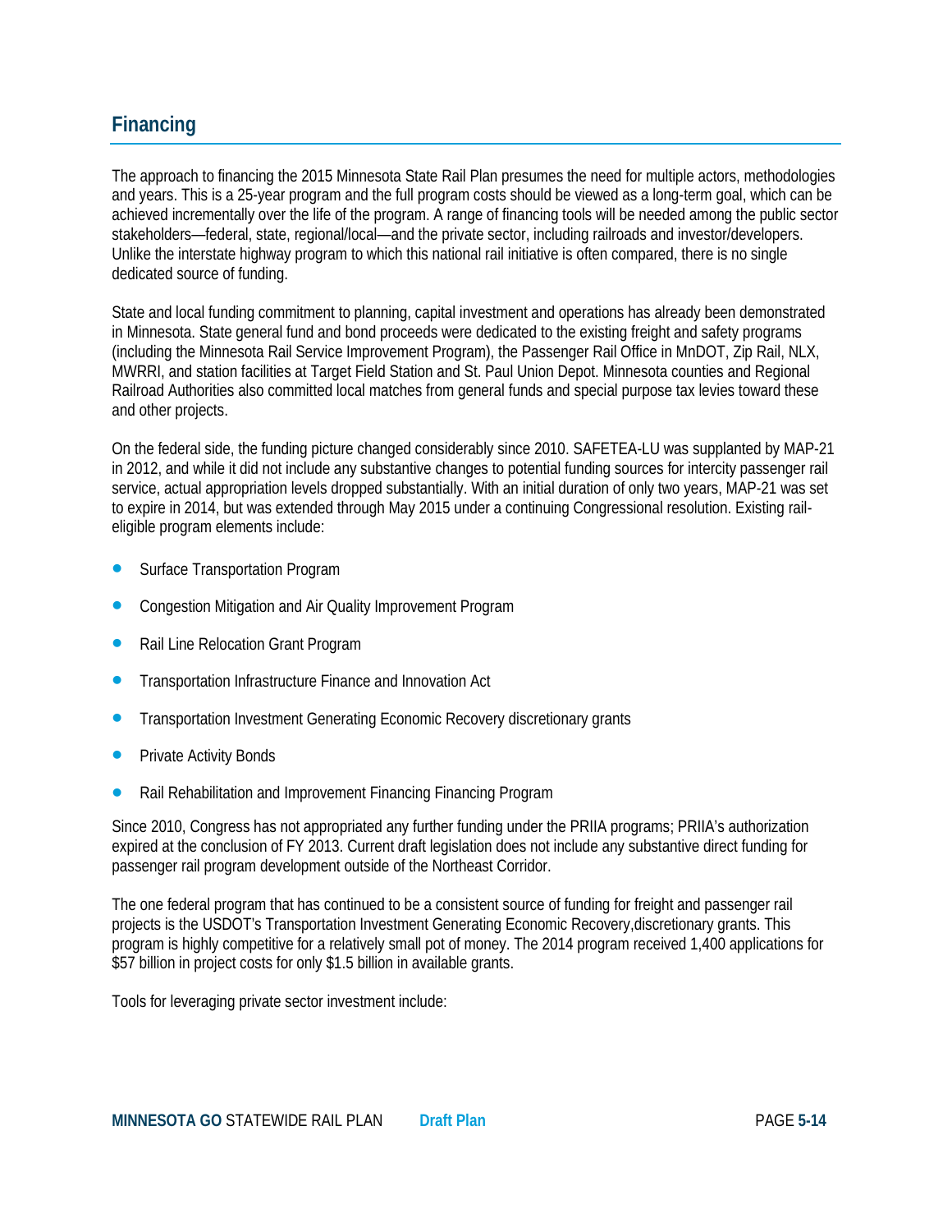## Financing

The approach to financing the 2015 Minnesota State Rail Plan presumes the need for multiple actors, methodologies and years. This is a 25-year program and the full program costs should be viewed as a long-term goal, which can be achieved incrementally over the life of the program. A range of financing tools will be needed among the public sector stakeholders—federal, state, regional/local—and the private sector, including railroads and investor/developers. Unlike the interstate highway program to which this national rail initiative is often compared, there is no single dedicated source of funding.

State and local funding commitment to planning, capital investment and operations has already been demonstrated in Minnesota. State general fund and bond proceeds were dedicated to the existing freight and safety programs (including the Minnesota Rail Service Improvement Program), the Passenger Rail Office in MnDOT, Zip Rail, NLX, MWRRI, and station facilities at Target Field Station and St. Paul Union Depot. Minnesota counties and Regional Railroad Authorities also committed local matches from general funds and special purpose tax levies toward these and other projects.

On the federal side, the funding picture changed considerably since 2010. SAFETEA-LU was supplanted by MAP-21 in 2012, and while it did not include any substantive changes to potential funding sources for intercity passenger rail service, actual appropriation levels dropped substantially. With an initial duration of only two years, MAP-21 was set to expire in 2014, but was extended through May 2015 under a continuing Congressional resolution. Existing rail-eligible program elements include:

- Surface Transportation Program
- Congestion Mitigation and Air Quality Improvement Program
- Rail Line Relocation Grant Program
- Transportation Infrastructure Finance and Innovation Act
- Transportation Investment Generating Economic Recovery discretionary grants
- Private Activity Bonds
- Rail Rehabilitation and Improvement Financing Financing Program

Since 2010, Congress has not appropriated any further funding under the PRIIA programs; PRIIA's authorization expired at the conclusion of FY 2013. Current draft legislation does not include any substantive direct funding for passenger rail program development outside of the Northeast Corridor.

The one federal program that has continued to be a consistent source of funding for freight and passenger rail projects is the USDOT's Transportation Investment Generating Economic Recovery,discretionary grants. This program is highly competitive for a relatively small pot of money. The 2014 program received 1,400 applications for $57 billion in project costs for only $1.5 billion in available grants.

Tools for leveraging private sector investment include: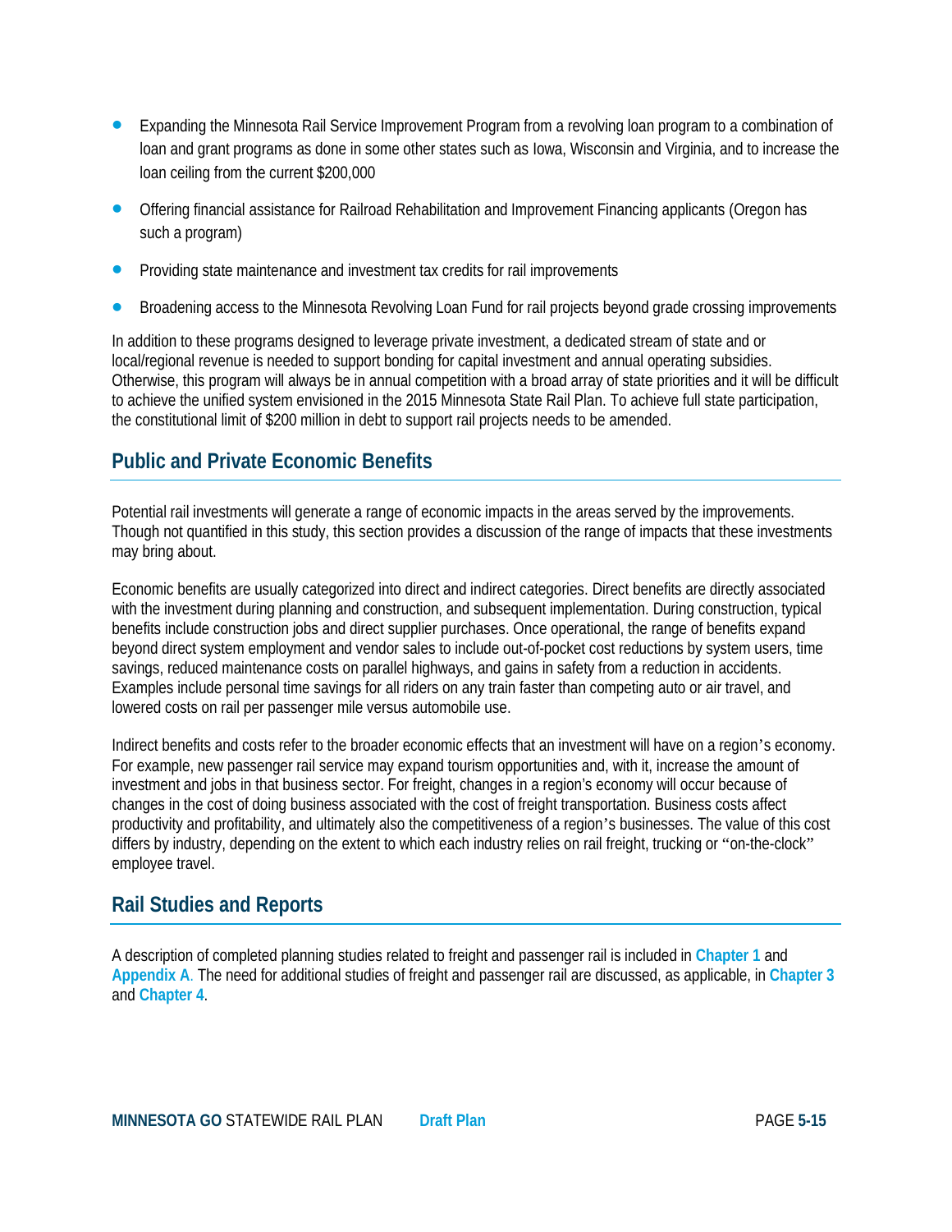- Expanding the Minnesota Rail Service Improvement Program from a revolving loan program to a combination of loan and grant programs as done in some other states such as Iowa, Wisconsin and Virginia, and to increase the loan ceiling from the current $200,000
- Offering financial assistance for Railroad Rehabilitation and Improvement Financing applicants (Oregon has such a program)
- Providing state maintenance and investment tax credits for rail improvements
- Broadening access to the Minnesota Revolving Loan Fund for rail projects beyond grade crossing improvements

In addition to these programs designed to leverage private investment, a dedicated stream of state and or local/regional revenue is needed to support bonding for capital investment and annual operating subsidies. Otherwise, this program will always be in annual competition with a broad array of state priorities and it will be difficult to achieve the unified system envisioned in the 2015 Minnesota State Rail Plan. To achieve full state participation, the constitutional limit of $200 million in debt to support rail projects needs to be amended.

## Public and Private Economic Benefits

Potential rail investments will generate a range of economic impacts in the areas served by the improvements. Though not quantified in this study, this section provides a discussion of the range of impacts that these investments may bring about.

Economic benefits are usually categorized into direct and indirect categories. Direct benefits are directly associated with the investment during planning and construction, and subsequent implementation. During construction, typical benefits include construction jobs and direct supplier purchases. Once operational, the range of benefits expand beyond direct system employment and vendor sales to include out-of-pocket cost reductions by system users, time savings, reduced maintenance costs on parallel highways, and gains in safety from a reduction in accidents. Examples include personal time savings for all riders on any train faster than competing auto or air travel, and lowered costs on rail per passenger mile versus automobile use.

Indirect benefits and costs refer to the broader economic effects that an investment will have on a region's economy. For example, new passenger rail service may expand tourism opportunities and, with it, increase the amount of investment and jobs in that business sector. For freight, changes in a region's economy will occur because of changes in the cost of doing business associated with the cost of freight transportation. Business costs affect productivity and profitability, and ultimately also the competitiveness of a region's businesses. The value of this cost differs by industry, depending on the extent to which each industry relies on rail freight, trucking or "on-the-clock" employee travel.

## Rail Studies and Reports

A description of completed planning studies related to freight and passenger rail is included in **Chapter 1** and **Appendix A**. The need for additional studies of freight and passenger rail are discussed, as applicable, in **Chapter 3** and **Chapter 4**.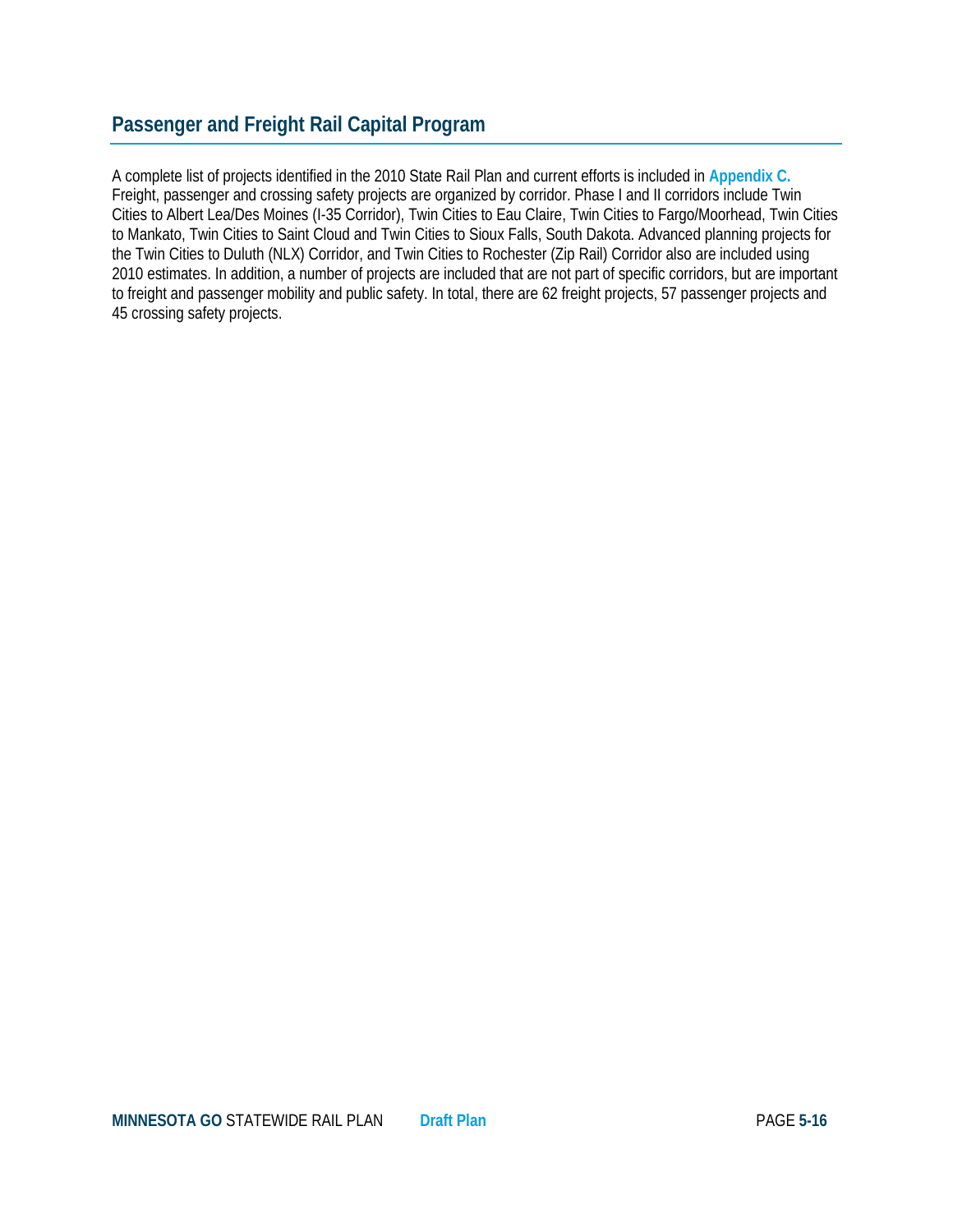## Passenger and Freight Rail Capital Program

A complete list of projects identified in the 2010 State Rail Plan and current efforts is included in **Appendix C.** Freight, passenger and crossing safety projects are organized by corridor. Phase I and II corridors include Twin Cities to Albert Lea/Des Moines (I-35 Corridor), Twin Cities to Eau Claire, Twin Cities to Fargo/Moorhead, Twin Cities to Mankato, Twin Cities to Saint Cloud and Twin Cities to Sioux Falls, South Dakota. Advanced planning projects for the Twin Cities to Duluth (NLX) Corridor, and Twin Cities to Rochester (Zip Rail) Corridor also are included using 2010 estimates. In addition, a number of projects are included that are not part of specific corridors, but are important to freight and passenger mobility and public safety. In total, there are 62 freight projects, 57 passenger projects and 45 crossing safety projects.